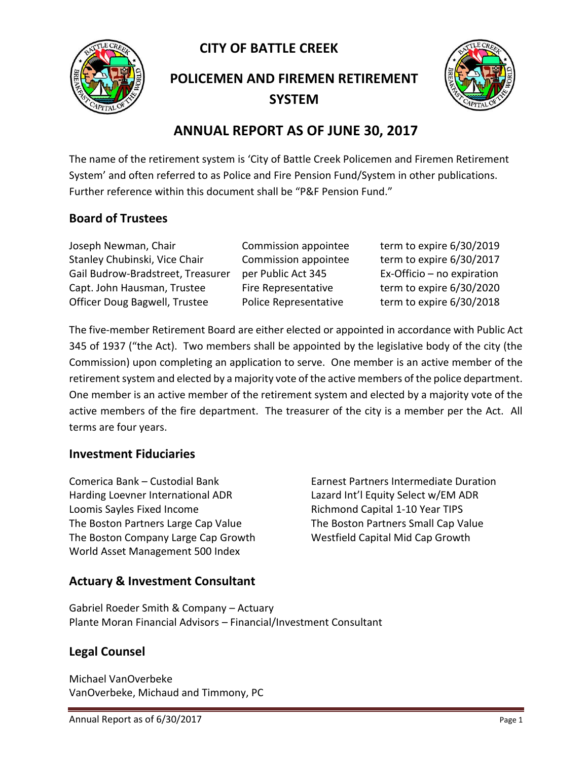# CITY OF BATTLE CREEK

# POLICEMEN AND FIREMEN RETIREMENT SYSTEM

## ANNUAL REPORT AS OF JUNE 30, 2017

The name of the retirement system is 'City of Battle Creek Policemen and Firemen Retirement System' and often referred to as Police and Fire Pension Fund/System in other publications. Further reference within this document shall be "P&F Pension Fund."

## Board of Trustees

| | | |
|---|---|---|
| Joseph Newman, Chair | Commission appointee | term to expire 6/30/2019 |
| Stanley Chubinski, Vice Chair | Commission appointee | term to expire 6/30/2017 |
| Gail Budrow-Bradstreet, Treasurer | per Public Act 345 | Ex-Officio – no expiration |
| Capt. John Hausman, Trustee | Fire Representative | term to expire 6/30/2020 |
| Officer Doug Bagwell, Trustee | Police Representative | term to expire 6/30/2018 |

The five-member Retirement Board are either elected or appointed in accordance with Public Act 345 of 1937 ("the Act). Two members shall be appointed by the legislative body of the city (the Commission) upon completing an application to serve. One member is an active member of the retirement system and elected by a majority vote of the active members of the police department. One member is an active member of the retirement system and elected by a majority vote of the active members of the fire department. The treasurer of the city is a member per the Act. All terms are four years.

## Investment Fiduciaries

Comerica Bank – Custodial Bank
Harding Loevner International ADR
Loomis Sayles Fixed Income
The Boston Partners Large Cap Value
The Boston Company Large Cap Growth
World Asset Management 500 Index
Earnest Partners Intermediate Duration
Lazard Int'l Equity Select w/EM ADR
Richmond Capital 1-10 Year TIPS
The Boston Partners Small Cap Value
Westfield Capital Mid Cap Growth

## Actuary & Investment Consultant

Gabriel Roeder Smith & Company – Actuary
Plante Moran Financial Advisors – Financial/Investment Consultant

## Legal Counsel

Michael VanOverbeke
VanOverbeke, Michaud and Timmony, PC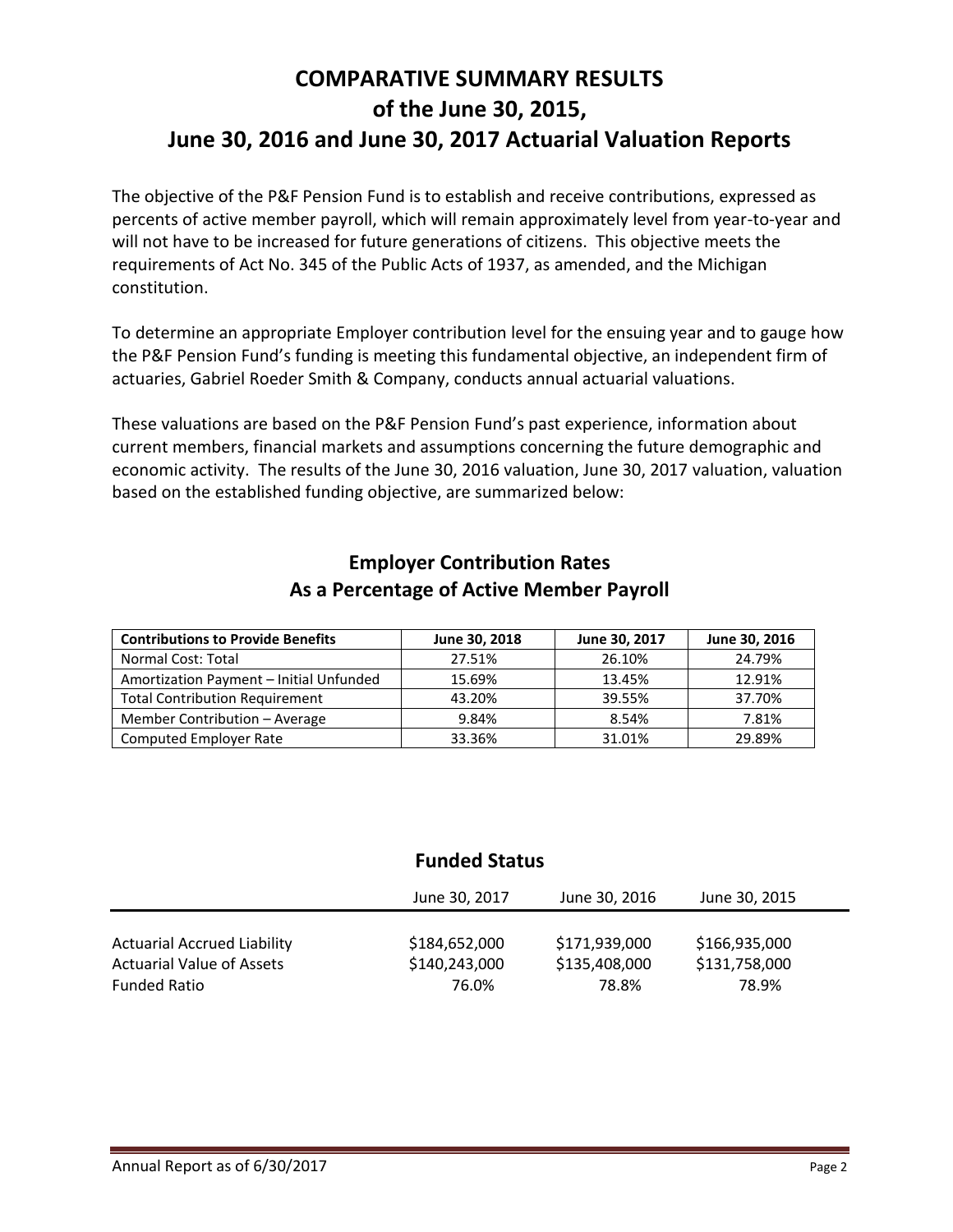# COMPARATIVE SUMMARY RESULTS of the June 30, 2015, June 30, 2016 and June 30, 2017 Actuarial Valuation Reports

The objective of the P&F Pension Fund is to establish and receive contributions, expressed as percents of active member payroll, which will remain approximately level from year-to-year and will not have to be increased for future generations of citizens. This objective meets the requirements of Act No. 345 of the Public Acts of 1937, as amended, and the Michigan constitution.

To determine an appropriate Employer contribution level for the ensuing year and to gauge how the P&F Pension Fund's funding is meeting this fundamental objective, an independent firm of actuaries, Gabriel Roeder Smith & Company, conducts annual actuarial valuations.

These valuations are based on the P&F Pension Fund's past experience, information about current members, financial markets and assumptions concerning the future demographic and economic activity. The results of the June 30, 2016 valuation, June 30, 2017 valuation, valuation based on the established funding objective, are summarized below:

## Employer Contribution Rates As a Percentage of Active Member Payroll

| Contributions to Provide Benefits | June 30, 2018 | June 30, 2017 | June 30, 2016 |
|---|---|---|---|
| Normal Cost: Total | 27.51% | 26.10% | 24.79% |
| Amortization Payment – Initial Unfunded | 15.69% | 13.45% | 12.91% |
| Total Contribution Requirement | 43.20% | 39.55% | 37.70% |
| Member Contribution – Average | 9.84% | 8.54% | 7.81% |
| Computed Employer Rate | 33.36% | 31.01% | 29.89% |

## Funded Status

| | June 30, 2017 | June 30, 2016 | June 30, 2015 |
|---|---|---|---|
| Actuarial Accrued Liability | $184,652,000 | $171,939,000 | $166,935,000 |
| Actuarial Value of Assets | $140,243,000 | $135,408,000 | $131,758,000 |
| Funded Ratio | 76.0% | 78.8% | 78.9% |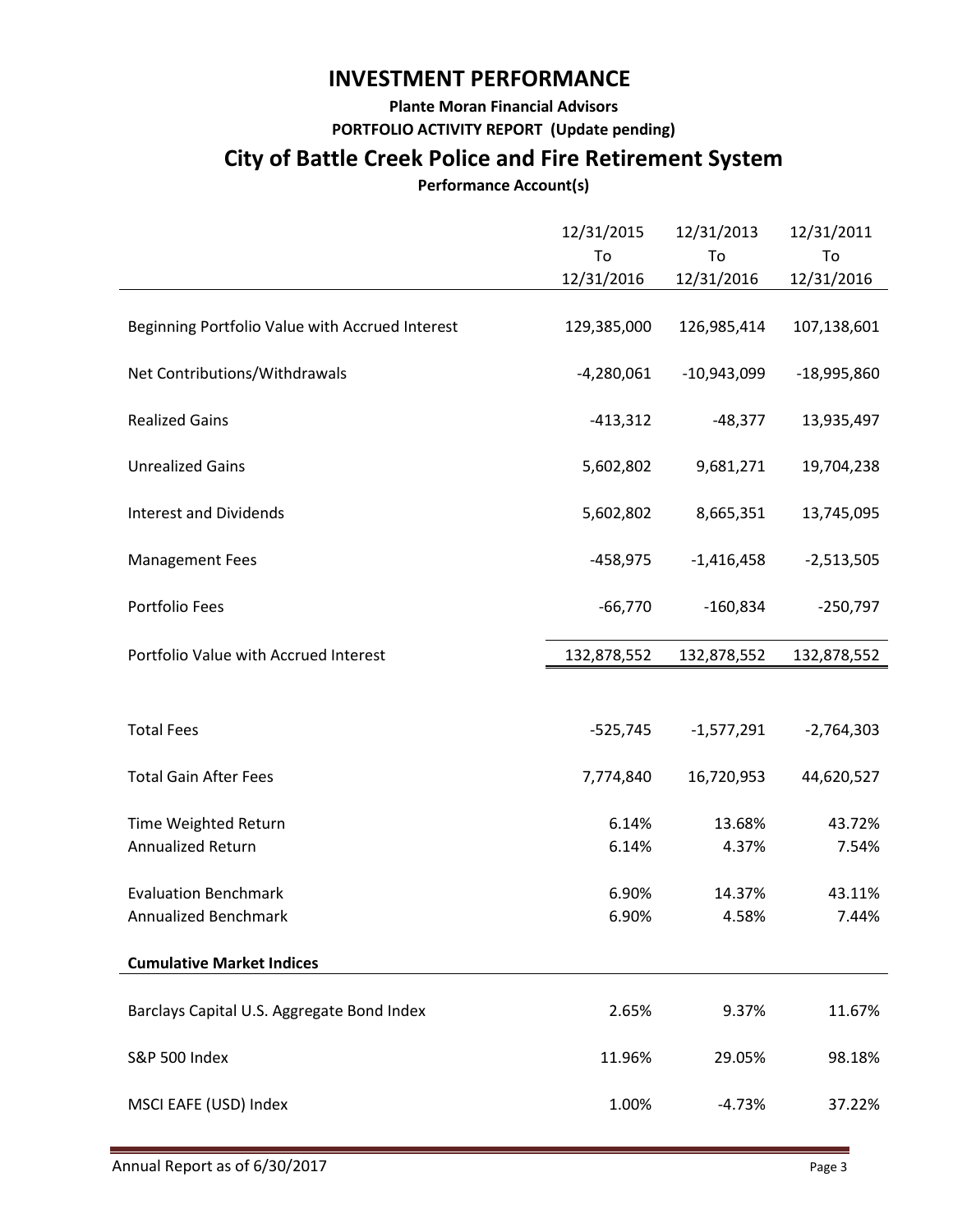# INVESTMENT PERFORMANCE

**Plante Moran Financial Advisors**

**PORTFOLIO ACTIVITY REPORT (Update pending)**

## City of Battle Creek Police and Fire Retirement System

**Performance Account(s)**

| | 12/31/2015 To 12/31/2016 | 12/31/2013 To 12/31/2016 | 12/31/2011 To 12/31/2016 |
|---|---|---|---|
| Beginning Portfolio Value with Accrued Interest | 129,385,000 | 126,985,414 | 107,138,601 |
| Net Contributions/Withdrawals | -4,280,061 | -10,943,099 | -18,995,860 |
| Realized Gains | -413,312 | -48,377 | 13,935,497 |
| Unrealized Gains | 5,602,802 | 9,681,271 | 19,704,238 |
| Interest and Dividends | 5,602,802 | 8,665,351 | 13,745,095 |
| Management Fees | -458,975 | -1,416,458 | -2,513,505 |
| Portfolio Fees | -66,770 | -160,834 | -250,797 |
| Portfolio Value with Accrued Interest | 132,878,552 | 132,878,552 | 132,878,552 |
| | | | |
| Total Fees | -525,745 | -1,577,291 | -2,764,303 |
| Total Gain After Fees | 7,774,840 | 16,720,953 | 44,620,527 |
| Time Weighted Return | 6.14% | 13.68% | 43.72% |
| Annualized Return | 6.14% | 4.37% | 7.54% |
| Evaluation Benchmark | 6.90% | 14.37% | 43.11% |
| Annualized Benchmark | 6.90% | 4.58% | 7.44% |
| **Cumulative Market Indices** | | | |
| Barclays Capital U.S. Aggregate Bond Index | 2.65% | 9.37% | 11.67% |
| S&P 500 Index | 11.96% | 29.05% | 98.18% |
| MSCI EAFE (USD) Index | 1.00% | -4.73% | 37.22% |

Annual Report as of 6/30/2017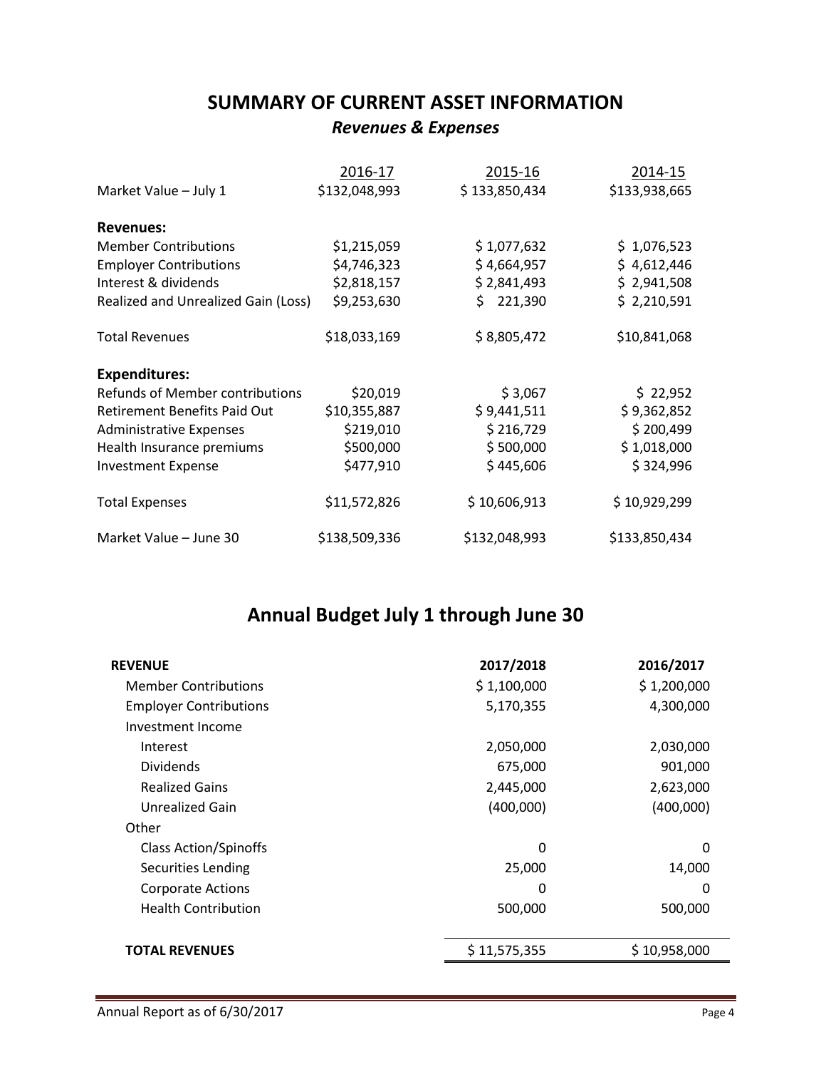# SUMMARY OF CURRENT ASSET INFORMATION

*Revenues & Expenses*

| | 2016-17 | 2015-16 | 2014-15 |
|---|---|---|---|
| Market Value – July 1 | $132,048,993 | $ 133,850,434 | $133,938,665 |
| **Revenues:** | | | |
| Member Contributions | $1,215,059 | $ 1,077,632 | $ 1,076,523 |
| Employer Contributions | $4,746,323 | $ 4,664,957 | $ 4,612,446 |
| Interest & dividends | $2,818,157 | $ 2,841,493 | $ 2,941,508 |
| Realized and Unrealized Gain (Loss) | $9,253,630 | $ 221,390 | $ 2,210,591 |
| Total Revenues | $18,033,169 | $ 8,805,472 | $10,841,068 |
| **Expenditures:** | | | |
| Refunds of Member contributions | $20,019 | $ 3,067 | $ 22,952 |
| Retirement Benefits Paid Out | $10,355,887 | $ 9,441,511 | $ 9,362,852 |
| Administrative Expenses | $219,010 | $ 216,729 | $ 200,499 |
| Health Insurance premiums | $500,000 | $ 500,000 | $ 1,018,000 |
| Investment Expense | $477,910 | $ 445,606 | $ 324,996 |
| Total Expenses | $11,572,826 | $ 10,606,913 | $ 10,929,299 |
| Market Value – June 30 | $138,509,336 | $132,048,993 | $133,850,434 |

# Annual Budget July 1 through June 30

| **REVENUE** | **2017/2018** | **2016/2017** |
|---|---|---|
| Member Contributions | $ 1,100,000 | $ 1,200,000 |
| Employer Contributions | 5,170,355 | 4,300,000 |
| Investment Income | | |
| Interest | 2,050,000 | 2,030,000 |
| Dividends | 675,000 | 901,000 |
| Realized Gains | 2,445,000 | 2,623,000 |
| Unrealized Gain | (400,000) | (400,000) |
| Other | | |
| Class Action/Spinoffs | 0 | 0 |
| Securities Lending | 25,000 | 14,000 |
| Corporate Actions | 0 | 0 |
| Health Contribution | 500,000 | 500,000 |
| **TOTAL REVENUES** | $ 11,575,355 | $ 10,958,000 |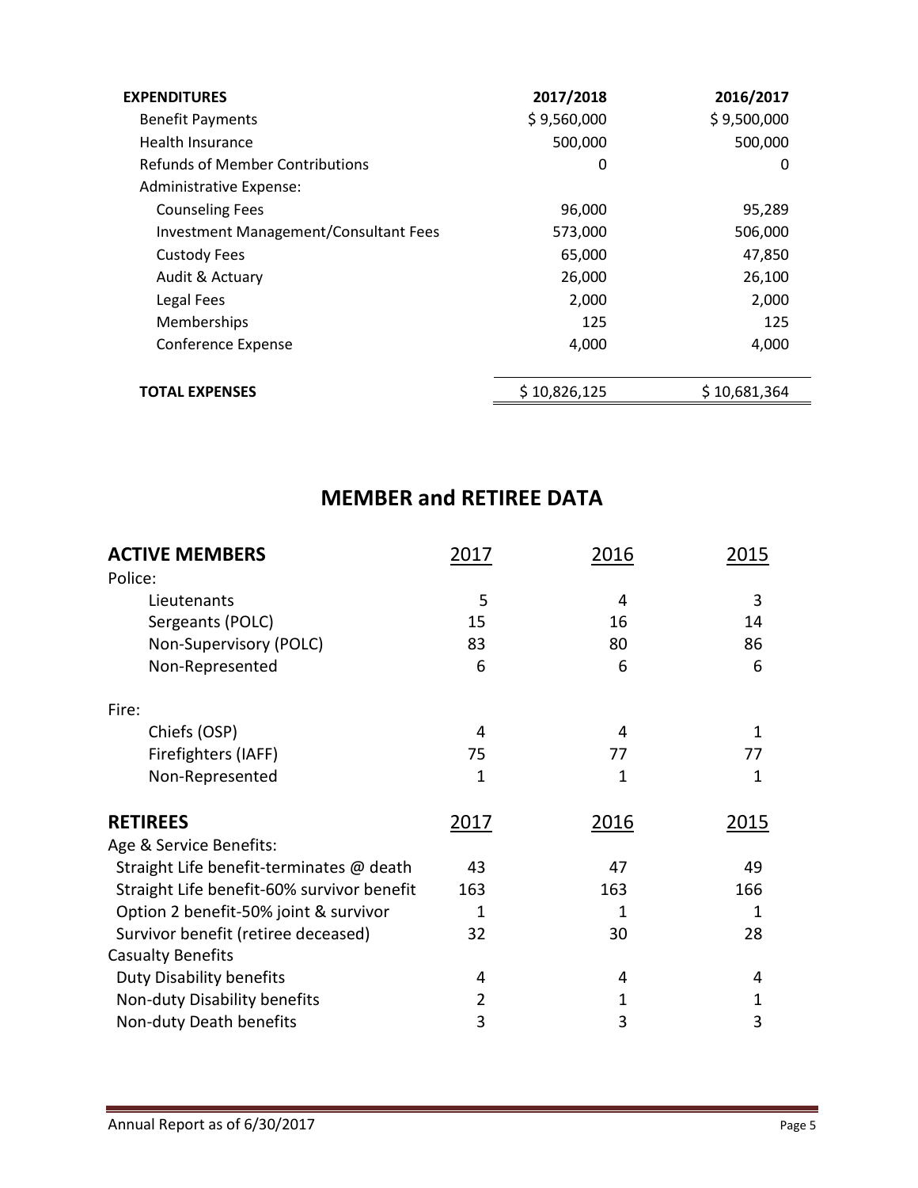| EXPENDITURES | 2017/2018 | 2016/2017 |
|---|---|---|
| Benefit Payments | $ 9,560,000 | $ 9,500,000 |
| Health Insurance | 500,000 | 500,000 |
| Refunds of Member Contributions | 0 | 0 |
| Administrative Expense: | | |
| Counseling Fees | 96,000 | 95,289 |
| Investment Management/Consultant Fees | 573,000 | 506,000 |
| Custody Fees | 65,000 | 47,850 |
| Audit & Actuary | 26,000 | 26,100 |
| Legal Fees | 2,000 | 2,000 |
| Memberships | 125 | 125 |
| Conference Expense | 4,000 | 4,000 |
| **TOTAL EXPENSES** | $ 10,826,125 | $ 10,681,364 |

## MEMBER and RETIREE DATA

| ACTIVE MEMBERS | 2017 | 2016 | 2015 |
|---|---|---|---|
| Police: | | | |
| Lieutenants | 5 | 4 | 3 |
| Sergeants (POLC) | 15 | 16 | 14 |
| Non-Supervisory (POLC) | 83 | 80 | 86 |
| Non-Represented | 6 | 6 | 6 |
| Fire: | | | |
| Chiefs (OSP) | 4 | 4 | 1 |
| Firefighters (IAFF) | 75 | 77 | 77 |
| Non-Represented | 1 | 1 | 1 |

| RETIREES | 2017 | 2016 | 2015 |
|---|---|---|---|
| Age & Service Benefits: | | | |
| Straight Life benefit-terminates @ death | 43 | 47 | 49 |
| Straight Life benefit-60% survivor benefit | 163 | 163 | 166 |
| Option 2 benefit-50% joint & survivor | 1 | 1 | 1 |
| Survivor benefit (retiree deceased) | 32 | 30 | 28 |
| Casualty Benefits | | | |
| Duty Disability benefits | 4 | 4 | 4 |
| Non-duty Disability benefits | 2 | 1 | 1 |
| Non-duty Death benefits | 3 | 3 | 3 |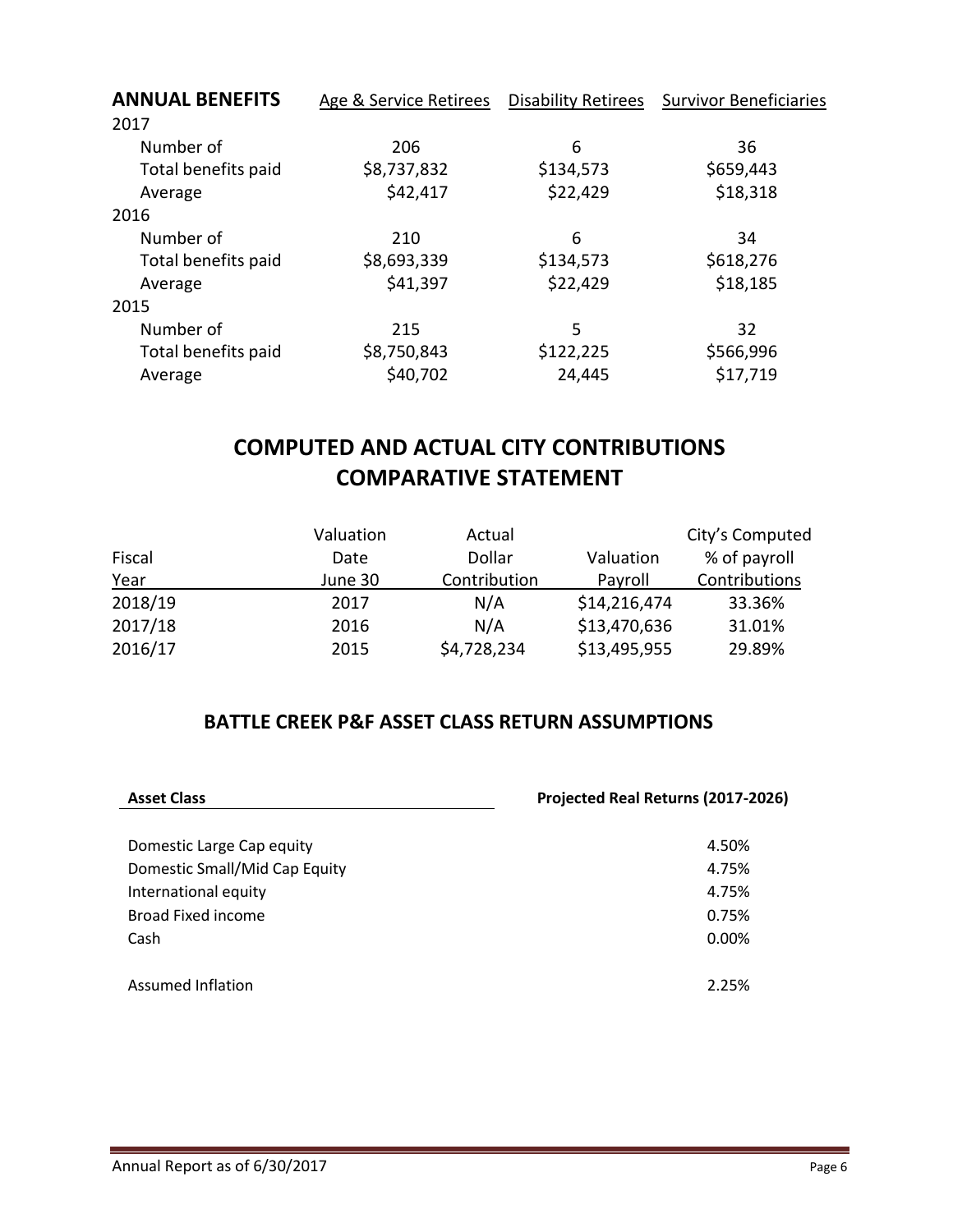| ANNUAL BENEFITS | Age & Service Retirees | Disability Retirees | Survivor Beneficiaries |
|---|---|---|---|
| 2017 | | | |
| Number of | 206 | 6 | 36 |
| Total benefits paid | $8,737,832 | $134,573 | $659,443 |
| Average | $42,417 | $22,429 | $18,318 |
| 2016 | | | |
| Number of | 210 | 6 | 34 |
| Total benefits paid | $8,693,339 | $134,573 | $618,276 |
| Average | $41,397 | $22,429 | $18,185 |
| 2015 | | | |
| Number of | 215 | 5 | 32 |
| Total benefits paid | $8,750,843 | $122,225 | $566,996 |
| Average | $40,702 | 24,445 | $17,719 |

## COMPUTED AND ACTUAL CITY CONTRIBUTIONS COMPARATIVE STATEMENT

| Fiscal Year | Valuation Date June 30 | Actual Dollar Contribution | Valuation Payroll | City's Computed % of payroll Contributions |
|---|---|---|---|---|
| 2018/19 | 2017 | N/A | $14,216,474 | 33.36% |
| 2017/18 | 2016 | N/A | $13,470,636 | 31.01% |
| 2016/17 | 2015 | $4,728,234 | $13,495,955 | 29.89% |

## BATTLE CREEK P&F ASSET CLASS RETURN ASSUMPTIONS

| Asset Class | Projected Real Returns (2017-2026) |
|---|---|
| Domestic Large Cap equity | 4.50% |
| Domestic Small/Mid Cap Equity | 4.75% |
| International equity | 4.75% |
| Broad Fixed income | 0.75% |
| Cash | 0.00% |
| | |
| Assumed Inflation | 2.25% |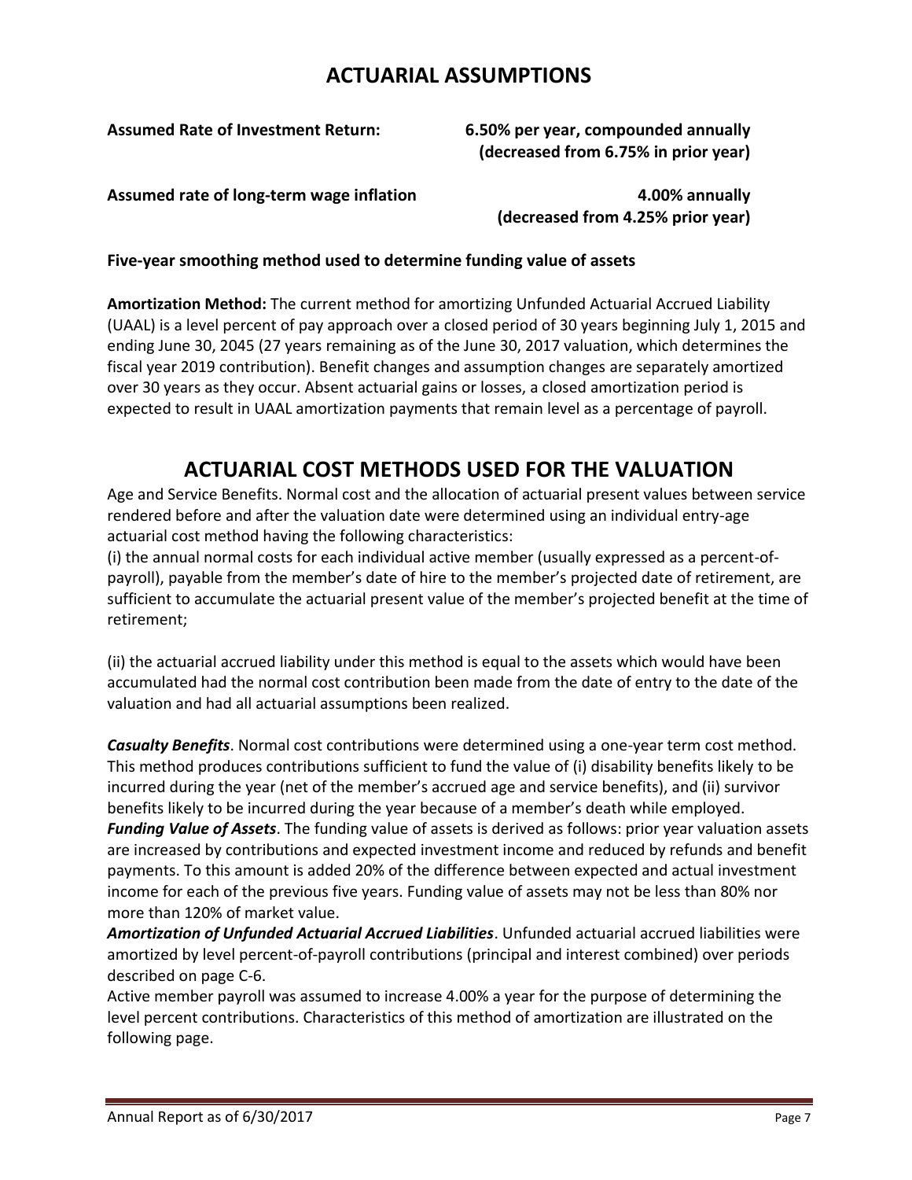# ACTUARIAL ASSUMPTIONS

**Assumed Rate of Investment Return:** **6.50% per year, compounded annually (decreased from 6.75% in prior year)**

**Assumed rate of long-term wage inflation** **4.00% annually (decreased from 4.25% prior year)**

**Five-year smoothing method used to determine funding value of assets**

**Amortization Method:** The current method for amortizing Unfunded Actuarial Accrued Liability (UAAL) is a level percent of pay approach over a closed period of 30 years beginning July 1, 2015 and ending June 30, 2045 (27 years remaining as of the June 30, 2017 valuation, which determines the fiscal year 2019 contribution). Benefit changes and assumption changes are separately amortized over 30 years as they occur. Absent actuarial gains or losses, a closed amortization period is expected to result in UAAL amortization payments that remain level as a percentage of payroll.

# ACTUARIAL COST METHODS USED FOR THE VALUATION

Age and Service Benefits. Normal cost and the allocation of actuarial present values between service rendered before and after the valuation date were determined using an individual entry-age actuarial cost method having the following characteristics:

(i) the annual normal costs for each individual active member (usually expressed as a percent-of-payroll), payable from the member's date of hire to the member's projected date of retirement, are sufficient to accumulate the actuarial present value of the member's projected benefit at the time of retirement;

(ii) the actuarial accrued liability under this method is equal to the assets which would have been accumulated had the normal cost contribution been made from the date of entry to the date of the valuation and had all actuarial assumptions been realized.

***Casualty Benefits***. Normal cost contributions were determined using a one-year term cost method. This method produces contributions sufficient to fund the value of (i) disability benefits likely to be incurred during the year (net of the member's accrued age and service benefits), and (ii) survivor benefits likely to be incurred during the year because of a member's death while employed.

***Funding Value of Assets***. The funding value of assets is derived as follows: prior year valuation assets are increased by contributions and expected investment income and reduced by refunds and benefit payments. To this amount is added 20% of the difference between expected and actual investment income for each of the previous five years. Funding value of assets may not be less than 80% nor more than 120% of market value.

***Amortization of Unfunded Actuarial Accrued Liabilities***. Unfunded actuarial accrued liabilities were amortized by level percent-of-payroll contributions (principal and interest combined) over periods described on page C-6.

Active member payroll was assumed to increase 4.00% a year for the purpose of determining the level percent contributions. Characteristics of this method of amortization are illustrated on the following page.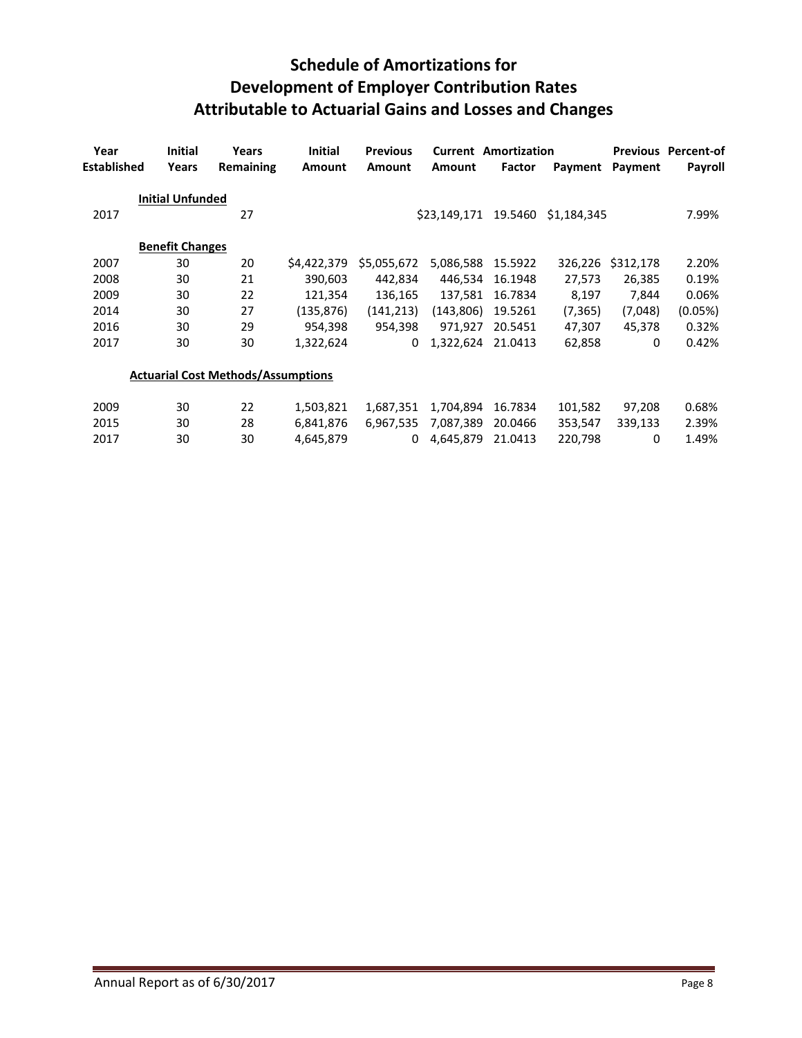# Schedule of Amortizations for Development of Employer Contribution Rates Attributable to Actuarial Gains and Losses and Changes

| Year Established | Initial Years | Years Remaining | Initial Amount | Previous Amount | Current Amount | Amortization Factor | Payment | Previous Payment | Percent-of Payroll |
|---|---|---|---|---|---|---|---|---|---|
| | **Initial Unfunded** | | | | | | | | |
| 2017 | | 27 | | | $23,149,171 | 19.5460 | $1,184,345 | | 7.99% |
| | **Benefit Changes** | | | | | | | | |
| 2007 | 30 | 20 | $4,422,379 | $5,055,672 | 5,086,588 | 15.5922 | 326,226 | $312,178 | 2.20% |
| 2008 | 30 | 21 | 390,603 | 442,834 | 446,534 | 16.1948 | 27,573 | 26,385 | 0.19% |
| 2009 | 30 | 22 | 121,354 | 136,165 | 137,581 | 16.7834 | 8,197 | 7,844 | 0.06% |
| 2014 | 30 | 27 | (135,876) | (141,213) | (143,806) | 19.5261 | (7,365) | (7,048) | (0.05%) |
| 2016 | 30 | 29 | 954,398 | 954,398 | 971,927 | 20.5451 | 47,307 | 45,378 | 0.32% |
| 2017 | 30 | 30 | 1,322,624 | 0 | 1,322,624 | 21.0413 | 62,858 | 0 | 0.42% |
| | **Actuarial Cost Methods/Assumptions** | | | | | | | | |
| 2009 | 30 | 22 | 1,503,821 | 1,687,351 | 1,704,894 | 16.7834 | 101,582 | 97,208 | 0.68% |
| 2015 | 30 | 28 | 6,841,876 | 6,967,535 | 7,087,389 | 20.0466 | 353,547 | 339,133 | 2.39% |
| 2017 | 30 | 30 | 4,645,879 | 0 | 4,645,879 | 21.0413 | 220,798 | 0 | 1.49% |